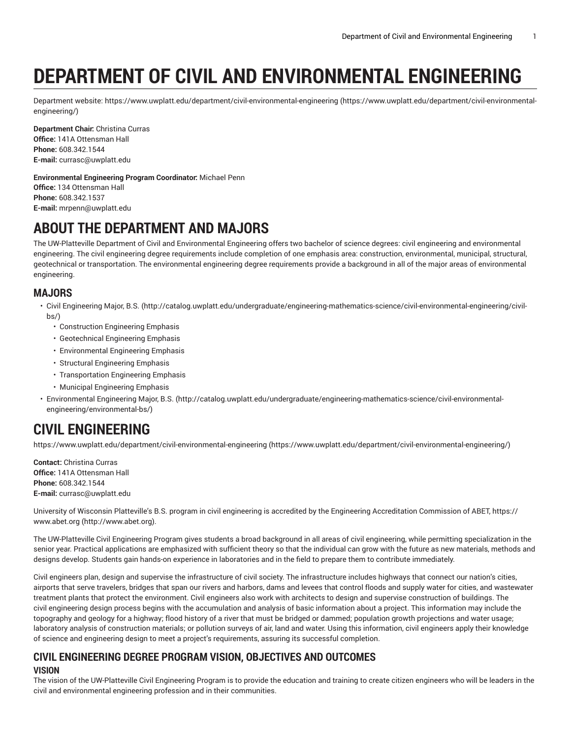# DEPARTMENT OF CIVIL AND ENVIRONMENTAL ENGINEERING

Department website: https://www.uwplatt.edu/department/civil-environmental-engineering (https://www.uwplatt.edu/department/civil-environmental-engineering/)

**Department Chair:** Christina Curras
**Office:** 141A Ottensman Hall
**Phone:** 608.342.1544
**E-mail:** currasc@uwplatt.edu

**Environmental Engineering Program Coordinator:** Michael Penn
**Office:** 134 Ottensman Hall
**Phone:** 608.342.1537
**E-mail:** mrpenn@uwplatt.edu

## ABOUT THE DEPARTMENT AND MAJORS

The UW-Platteville Department of Civil and Environmental Engineering offers two bachelor of science degrees: civil engineering and environmental engineering. The civil engineering degree requirements include completion of one emphasis area: construction, environmental, municipal, structural, geotechnical or transportation. The environmental engineering degree requirements provide a background in all of the major areas of environmental engineering.

### MAJORS

- Civil Engineering Major, B.S. (http://catalog.uwplatt.edu/undergraduate/engineering-mathematics-science/civil-environmental-engineering/civil-bs/)
  - Construction Engineering Emphasis
  - Geotechnical Engineering Emphasis
  - Environmental Engineering Emphasis
  - Structural Engineering Emphasis
  - Transportation Engineering Emphasis
  - Municipal Engineering Emphasis
- Environmental Engineering Major, B.S. (http://catalog.uwplatt.edu/undergraduate/engineering-mathematics-science/civil-environmental-engineering/environmental-bs/)

# CIVIL ENGINEERING

https://www.uwplatt.edu/department/civil-environmental-engineering (https://www.uwplatt.edu/department/civil-environmental-engineering/)

**Contact:** Christina Curras
**Office:** 141A Ottensman Hall
**Phone:** 608.342.1544
**E-mail:** currasc@uwplatt.edu

University of Wisconsin Platteville's B.S. program in civil engineering is accredited by the Engineering Accreditation Commission of ABET, https://www.abet.org (http://www.abet.org).

The UW-Platteville Civil Engineering Program gives students a broad background in all areas of civil engineering, while permitting specialization in the senior year. Practical applications are emphasized with sufficient theory so that the individual can grow with the future as new materials, methods and designs develop. Students gain hands-on experience in laboratories and in the field to prepare them to contribute immediately.

Civil engineers plan, design and supervise the infrastructure of civil society. The infrastructure includes highways that connect our nation's cities, airports that serve travelers, bridges that span our rivers and harbors, dams and levees that control floods and supply water for cities, and wastewater treatment plants that protect the environment. Civil engineers also work with architects to design and supervise construction of buildings. The civil engineering design process begins with the accumulation and analysis of basic information about a project. This information may include the topography and geology for a highway; flood history of a river that must be bridged or dammed; population growth projections and water usage; laboratory analysis of construction materials; or pollution surveys of air, land and water. Using this information, civil engineers apply their knowledge of science and engineering design to meet a project's requirements, assuring its successful completion.

## CIVIL ENGINEERING DEGREE PROGRAM VISION, OBJECTIVES AND OUTCOMES

### VISION

The vision of the UW-Platteville Civil Engineering Program is to provide the education and training to create citizen engineers who will be leaders in the civil and environmental engineering profession and in their communities.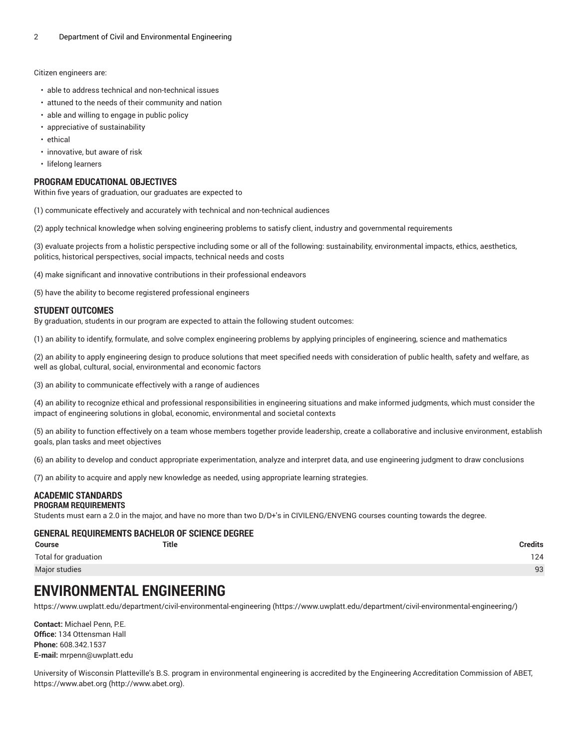Citizen engineers are:

- able to address technical and non-technical issues
- attuned to the needs of their community and nation
- able and willing to engage in public policy
- appreciative of sustainability
- ethical
- innovative, but aware of risk
- lifelong learners

### PROGRAM EDUCATIONAL OBJECTIVES

Within five years of graduation, our graduates are expected to

(1) communicate effectively and accurately with technical and non-technical audiences

(2) apply technical knowledge when solving engineering problems to satisfy client, industry and governmental requirements

(3) evaluate projects from a holistic perspective including some or all of the following: sustainability, environmental impacts, ethics, aesthetics, politics, historical perspectives, social impacts, technical needs and costs

(4) make significant and innovative contributions in their professional endeavors

(5) have the ability to become registered professional engineers

### STUDENT OUTCOMES

By graduation, students in our program are expected to attain the following student outcomes:

(1) an ability to identify, formulate, and solve complex engineering problems by applying principles of engineering, science and mathematics

(2) an ability to apply engineering design to produce solutions that meet specified needs with consideration of public health, safety and welfare, as well as global, cultural, social, environmental and economic factors

(3) an ability to communicate effectively with a range of audiences

(4) an ability to recognize ethical and professional responsibilities in engineering situations and make informed judgments, which must consider the impact of engineering solutions in global, economic, environmental and societal contexts

(5) an ability to function effectively on a team whose members together provide leadership, create a collaborative and inclusive environment, establish goals, plan tasks and meet objectives

(6) an ability to develop and conduct appropriate experimentation, analyze and interpret data, and use engineering judgment to draw conclusions

(7) an ability to acquire and apply new knowledge as needed, using appropriate learning strategies.

### ACADEMIC STANDARDS

#### PROGRAM REQUIREMENTS

Students must earn a 2.0 in the major, and have no more than two D/D+'s in CIVILENG/ENVENG courses counting towards the degree.

### GENERAL REQUIREMENTS BACHELOR OF SCIENCE DEGREE

| Course | Title | Credits |
|---|---|---|
| Total for graduation | | 124 |
| Major studies | | 93 |

# ENVIRONMENTAL ENGINEERING

https://www.uwplatt.edu/department/civil-environmental-engineering (https://www.uwplatt.edu/department/civil-environmental-engineering/)

**Contact:** Michael Penn, P.E.
**Office:** 134 Ottensman Hall
**Phone:** 608.342.1537
**E-mail:** mrpenn@uwplatt.edu

University of Wisconsin Platteville's B.S. program in environmental engineering is accredited by the Engineering Accreditation Commission of ABET, https://www.abet.org (http://www.abet.org).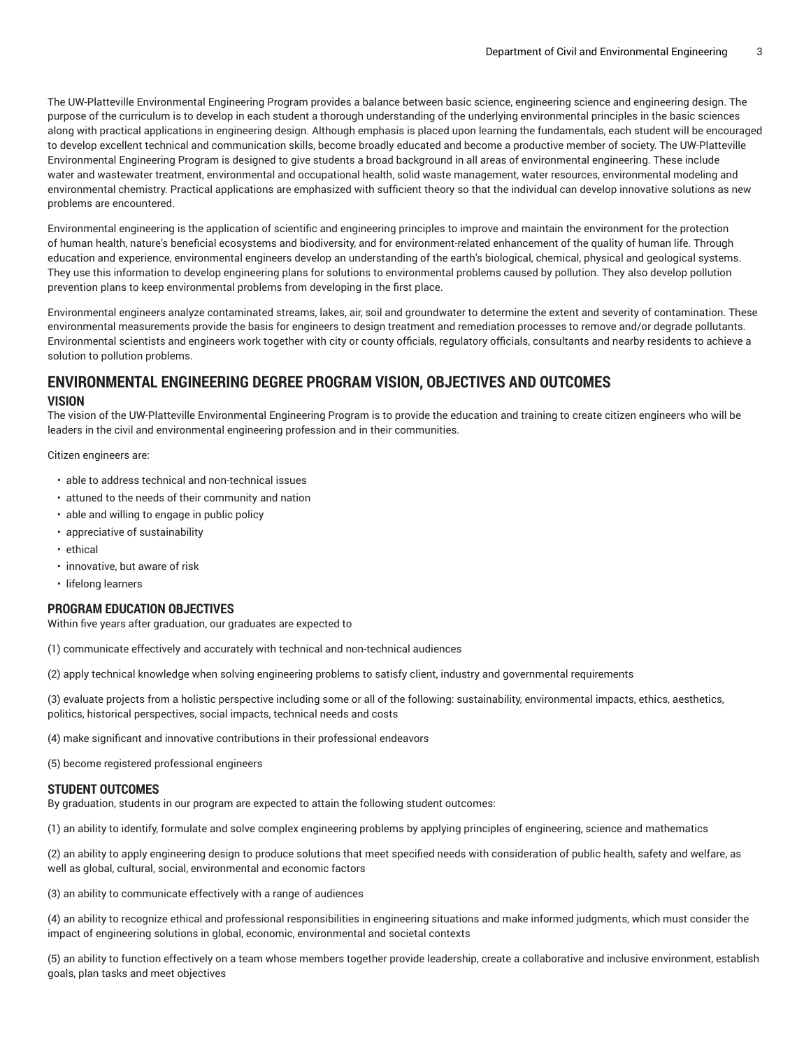The UW-Platteville Environmental Engineering Program provides a balance between basic science, engineering science and engineering design. The purpose of the curriculum is to develop in each student a thorough understanding of the underlying environmental principles in the basic sciences along with practical applications in engineering design. Although emphasis is placed upon learning the fundamentals, each student will be encouraged to develop excellent technical and communication skills, become broadly educated and become a productive member of society. The UW-Platteville Environmental Engineering Program is designed to give students a broad background in all areas of environmental engineering. These include water and wastewater treatment, environmental and occupational health, solid waste management, water resources, environmental modeling and environmental chemistry. Practical applications are emphasized with sufficient theory so that the individual can develop innovative solutions as new problems are encountered.

Environmental engineering is the application of scientific and engineering principles to improve and maintain the environment for the protection of human health, nature's beneficial ecosystems and biodiversity, and for environment-related enhancement of the quality of human life. Through education and experience, environmental engineers develop an understanding of the earth's biological, chemical, physical and geological systems. They use this information to develop engineering plans for solutions to environmental problems caused by pollution. They also develop pollution prevention plans to keep environmental problems from developing in the first place.

Environmental engineers analyze contaminated streams, lakes, air, soil and groundwater to determine the extent and severity of contamination. These environmental measurements provide the basis for engineers to design treatment and remediation processes to remove and/or degrade pollutants. Environmental scientists and engineers work together with city or county officials, regulatory officials, consultants and nearby residents to achieve a solution to pollution problems.

## ENVIRONMENTAL ENGINEERING DEGREE PROGRAM VISION, OBJECTIVES AND OUTCOMES

### VISION

The vision of the UW-Platteville Environmental Engineering Program is to provide the education and training to create citizen engineers who will be leaders in the civil and environmental engineering profession and in their communities.

Citizen engineers are:

- able to address technical and non-technical issues
- attuned to the needs of their community and nation
- able and willing to engage in public policy
- appreciative of sustainability
- ethical
- innovative, but aware of risk
- lifelong learners

### PROGRAM EDUCATION OBJECTIVES

Within five years after graduation, our graduates are expected to

(1) communicate effectively and accurately with technical and non-technical audiences

(2) apply technical knowledge when solving engineering problems to satisfy client, industry and governmental requirements

(3) evaluate projects from a holistic perspective including some or all of the following: sustainability, environmental impacts, ethics, aesthetics, politics, historical perspectives, social impacts, technical needs and costs

(4) make significant and innovative contributions in their professional endeavors

(5) become registered professional engineers

### STUDENT OUTCOMES

By graduation, students in our program are expected to attain the following student outcomes:

(1) an ability to identify, formulate and solve complex engineering problems by applying principles of engineering, science and mathematics

(2) an ability to apply engineering design to produce solutions that meet specified needs with consideration of public health, safety and welfare, as well as global, cultural, social, environmental and economic factors

(3) an ability to communicate effectively with a range of audiences

(4) an ability to recognize ethical and professional responsibilities in engineering situations and make informed judgments, which must consider the impact of engineering solutions in global, economic, environmental and societal contexts

(5) an ability to function effectively on a team whose members together provide leadership, create a collaborative and inclusive environment, establish goals, plan tasks and meet objectives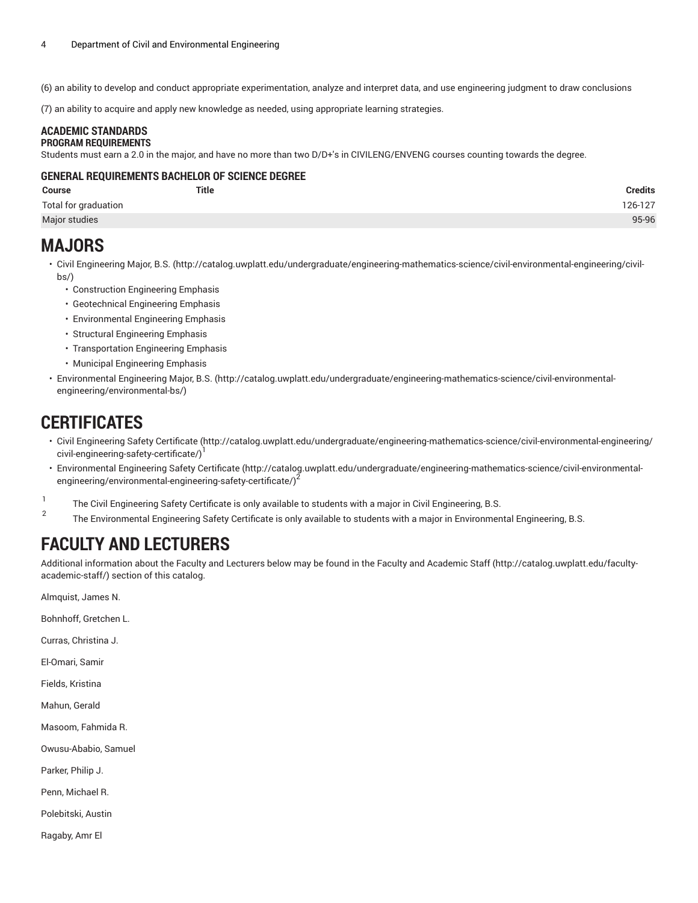(6) an ability to develop and conduct appropriate experimentation, analyze and interpret data, and use engineering judgment to draw conclusions

(7) an ability to acquire and apply new knowledge as needed, using appropriate learning strategies.

### ACADEMIC STANDARDS

#### PROGRAM REQUIREMENTS

Students must earn a 2.0 in the major, and have no more than two D/D+'s in CIVILENG/ENVENG courses counting towards the degree.

#### GENERAL REQUIREMENTS BACHELOR OF SCIENCE DEGREE

| Course | Title | Credits |
|---|---|---|
| Total for graduation | | 126-127 |
| Major studies | | 95-96 |

# MAJORS

- Civil Engineering Major, B.S. (http://catalog.uwplatt.edu/undergraduate/engineering-mathematics-science/civil-environmental-engineering/civil-bs/)
  - Construction Engineering Emphasis
  - Geotechnical Engineering Emphasis
  - Environmental Engineering Emphasis
  - Structural Engineering Emphasis
  - Transportation Engineering Emphasis
  - Municipal Engineering Emphasis
- Environmental Engineering Major, B.S. (http://catalog.uwplatt.edu/undergraduate/engineering-mathematics-science/civil-environmental-engineering/environmental-bs/)

# CERTIFICATES

- Civil Engineering Safety Certificate (http://catalog.uwplatt.edu/undergraduate/engineering-mathematics-science/civil-environmental-engineering/civil-engineering-safety-certificate/)[1]
- Environmental Engineering Safety Certificate (http://catalog.uwplatt.edu/undergraduate/engineering-mathematics-science/civil-environmental-engineering/environmental-engineering-safety-certificate/)[2]

[1] The Civil Engineering Safety Certificate is only available to students with a major in Civil Engineering, B.S.

[2] The Environmental Engineering Safety Certificate is only available to students with a major in Environmental Engineering, B.S.

# FACULTY AND LECTURERS

Additional information about the Faculty and Lecturers below may be found in the Faculty and Academic Staff (http://catalog.uwplatt.edu/faculty-academic-staff/) section of this catalog.

Almquist, James N.

Bohnhoff, Gretchen L.

Curras, Christina J.

El-Omari, Samir

Fields, Kristina

Mahun, Gerald

Masoom, Fahmida R.

Owusu-Ababio, Samuel

Parker, Philip J.

Penn, Michael R.

Polebitski, Austin

Ragaby, Amr El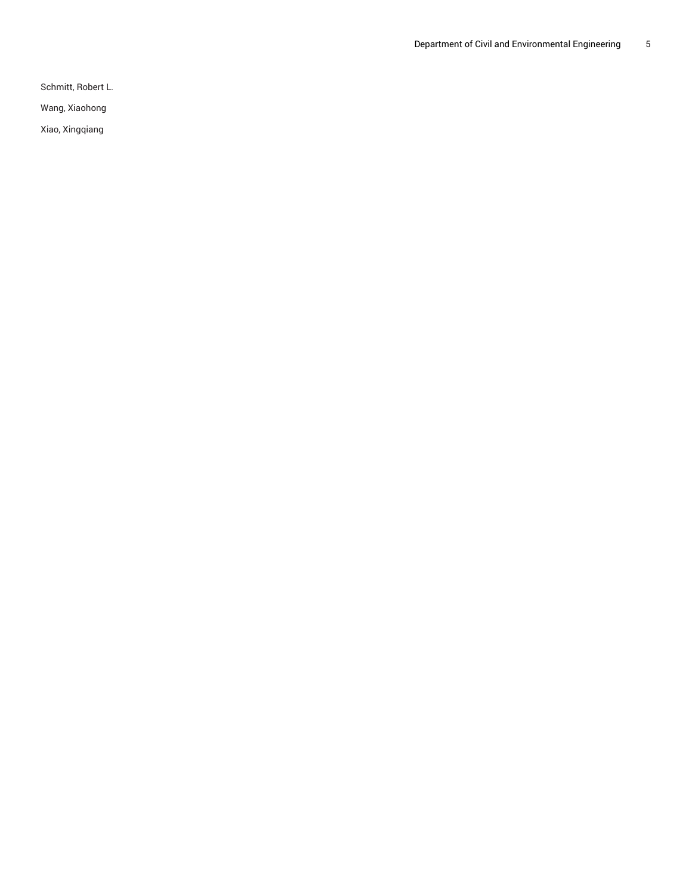Schmitt, Robert L.

Wang, Xiaohong

Xiao, Xingqiang